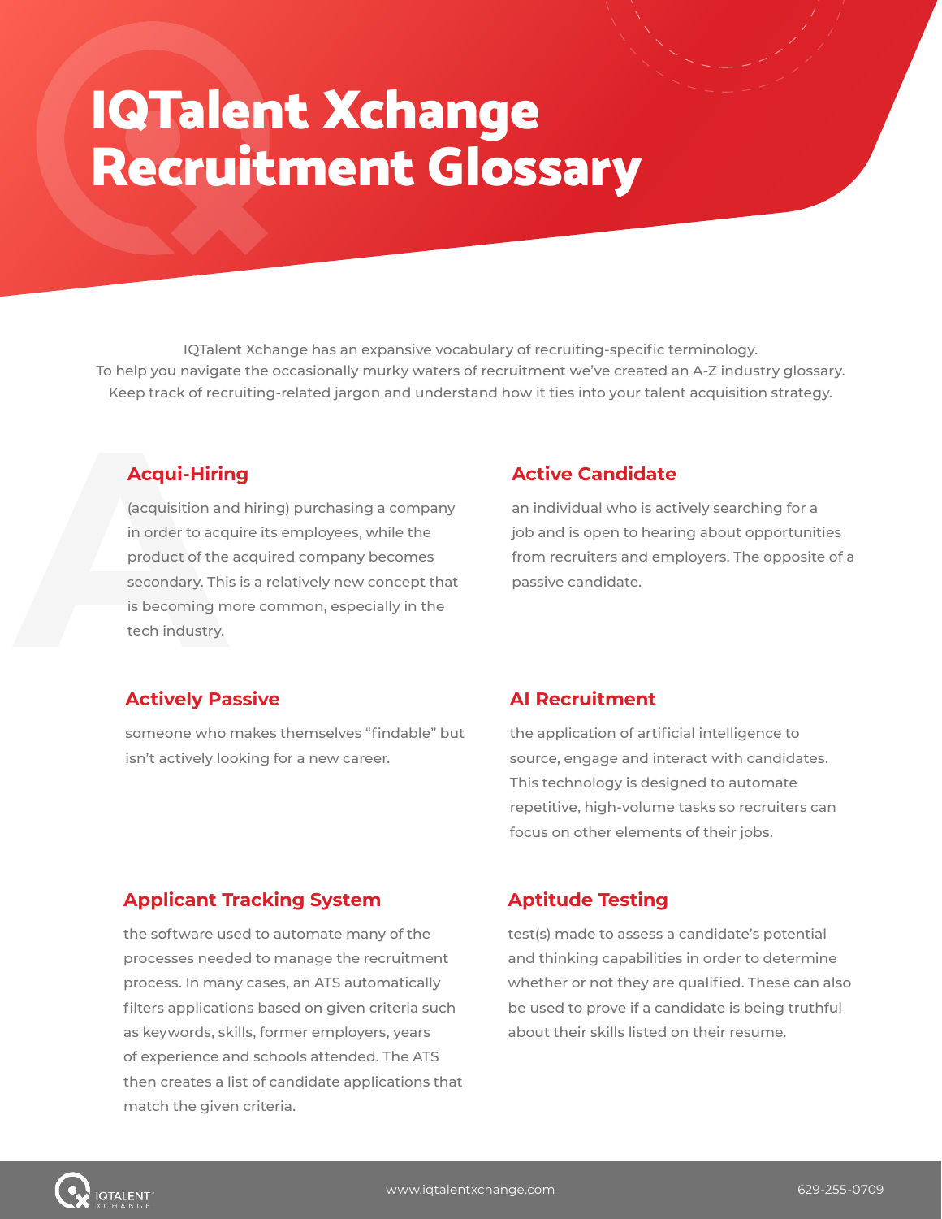# IQTalent Xchange Recruitment Glossary

IQTalent Xchange has an expansive vocabulary of recruiting-specific terminology. To help you navigate the occasionally murky waters of recruitment we've created an A-Z industry glossary. Keep track of recruiting-related jargon and understand how it ties into your talent acquisition strategy.

### Acqui-Hiring

(acquisition and hiring) purchasing a company in order to acquire its employees, while the product of the acquired company becomes secondary. This is a relatively new concept that is becoming more common, especially in the tech industry.

### Active Candidate

an individual who is actively searching for a job and is open to hearing about opportunities from recruiters and employers. The opposite of a passive candidate.

### Actively Passive

someone who makes themselves "findable" but isn't actively looking for a new career.

### AI Recruitment

the application of artificial intelligence to source, engage and interact with candidates. This technology is designed to automate repetitive, high-volume tasks so recruiters can focus on other elements of their jobs.

### Applicant Tracking System

the software used to automate many of the processes needed to manage the recruitment process. In many cases, an ATS automatically filters applications based on given criteria such as keywords, skills, former employers, years of experience and schools attended. The ATS then creates a list of candidate applications that match the given criteria.

### Aptitude Testing

test(s) made to assess a candidate's potential and thinking capabilities in order to determine whether or not they are qualified. These can also be used to prove if a candidate is being truthful about their skills listed on their resume.

IQTALENT XCHANGE

www.iqtalentxchange.com

629-255-0709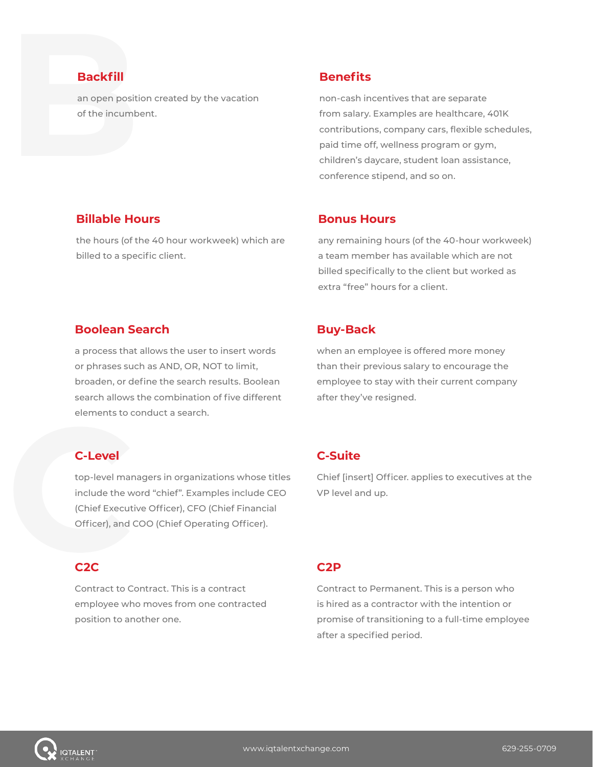### Backfill

an open position created by the vacation of the incumbent.

### Benefits

non-cash incentives that are separate from salary. Examples are healthcare, 401K contributions, company cars, flexible schedules, paid time off, wellness program or gym, children's daycare, student loan assistance, conference stipend, and so on.

### Billable Hours

the hours (of the 40 hour workweek) which are billed to a specific client.

### Bonus Hours

any remaining hours (of the 40-hour workweek) a team member has available which are not billed specifically to the client but worked as extra "free" hours for a client.

### Boolean Search

a process that allows the user to insert words or phrases such as AND, OR, NOT to limit, broaden, or define the search results. Boolean search allows the combination of five different elements to conduct a search.

### Buy-Back

when an employee is offered more money than their previous salary to encourage the employee to stay with their current company after they've resigned.

### C-Level

top-level managers in organizations whose titles include the word "chief". Examples include CEO (Chief Executive Officer), CFO (Chief Financial Officer), and COO (Chief Operating Officer).

### C-Suite

Chief [insert] Officer. applies to executives at the VP level and up.

### C2C

Contract to Contract. This is a contract employee who moves from one contracted position to another one.

### C2P

Contract to Permanent. This is a person who is hired as a contractor with the intention or promise of transitioning to a full-time employee after a specified period.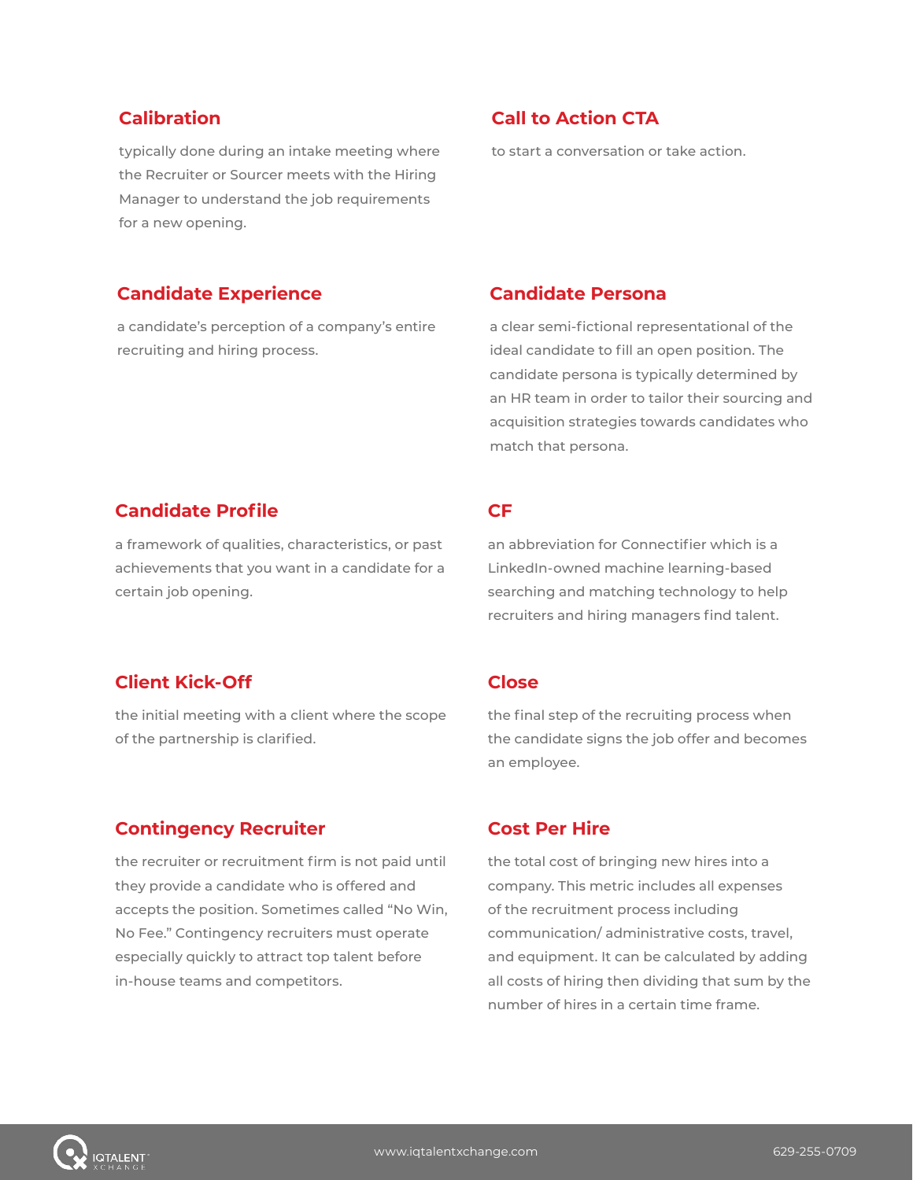## Calibration

typically done during an intake meeting where the Recruiter or Sourcer meets with the Hiring Manager to understand the job requirements for a new opening.

## Call to Action CTA

to start a conversation or take action.

## Candidate Experience

a candidate's perception of a company's entire recruiting and hiring process.

## Candidate Persona

a clear semi-fictional representational of the ideal candidate to fill an open position. The candidate persona is typically determined by an HR team in order to tailor their sourcing and acquisition strategies towards candidates who match that persona.

## Candidate Profile

a framework of qualities, characteristics, or past achievements that you want in a candidate for a certain job opening.

## CF

an abbreviation for Connectifier which is a LinkedIn-owned machine learning-based searching and matching technology to help recruiters and hiring managers find talent.

## Client Kick-Off

the initial meeting with a client where the scope of the partnership is clarified.

## Close

the final step of the recruiting process when the candidate signs the job offer and becomes an employee.

## Contingency Recruiter

the recruiter or recruitment firm is not paid until they provide a candidate who is offered and accepts the position. Sometimes called "No Win, No Fee." Contingency recruiters must operate especially quickly to attract top talent before in-house teams and competitors.

## Cost Per Hire

the total cost of bringing new hires into a company. This metric includes all expenses of the recruitment process including communication/ administrative costs, travel, and equipment. It can be calculated by adding all costs of hiring then dividing that sum by the number of hires in a certain time frame.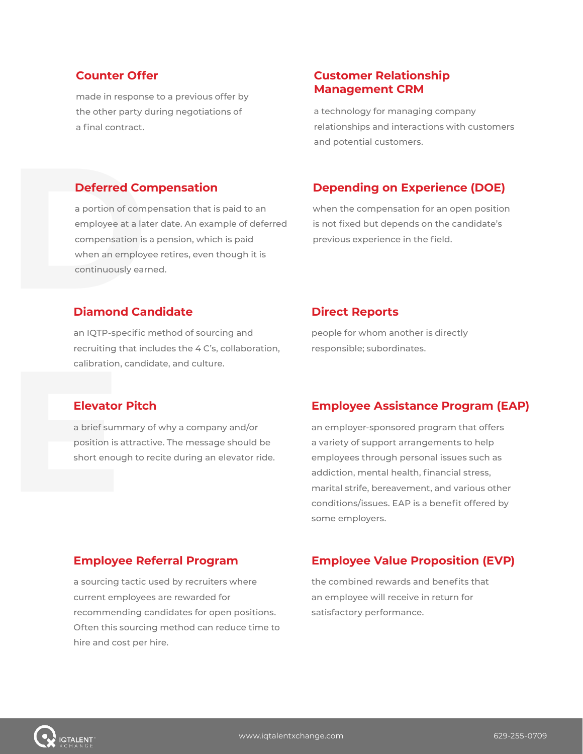### Counter Offer

made in response to a previous offer by the other party during negotiations of a final contract.

### Customer Relationship Management CRM

a technology for managing company relationships and interactions with customers and potential customers.

### Deferred Compensation

a portion of compensation that is paid to an employee at a later date. An example of deferred compensation is a pension, which is paid when an employee retires, even though it is continuously earned.

### Depending on Experience (DOE)

when the compensation for an open position is not fixed but depends on the candidate's previous experience in the field.

### Diamond Candidate

an IQTP-specific method of sourcing and recruiting that includes the 4 C's, collaboration, calibration, candidate, and culture.

### Direct Reports

people for whom another is directly responsible; subordinates.

### Elevator Pitch

a brief summary of why a company and/or position is attractive. The message should be short enough to recite during an elevator ride.

### Employee Assistance Program (EAP)

an employer-sponsored program that offers a variety of support arrangements to help employees through personal issues such as addiction, mental health, financial stress, marital strife, bereavement, and various other conditions/issues. EAP is a benefit offered by some employers.

### Employee Referral Program

a sourcing tactic used by recruiters where current employees are rewarded for recommending candidates for open positions. Often this sourcing method can reduce time to hire and cost per hire.

### Employee Value Proposition (EVP)

the combined rewards and benefits that an employee will receive in return for satisfactory performance.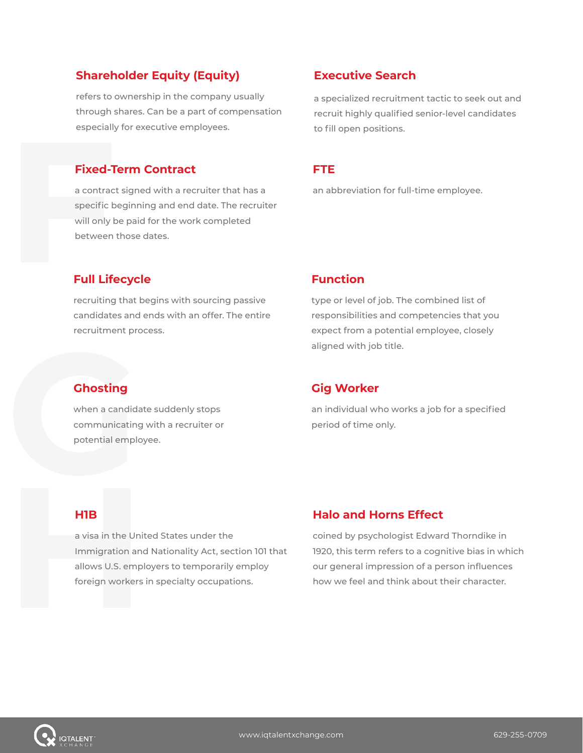## Shareholder Equity (Equity)

refers to ownership in the company usually through shares. Can be a part of compensation especially for executive employees.

## Executive Search

a specialized recruitment tactic to seek out and recruit highly qualified senior-level candidates to fill open positions.

## Fixed-Term Contract

a contract signed with a recruiter that has a specific beginning and end date. The recruiter will only be paid for the work completed between those dates.

## FTE

an abbreviation for full-time employee.

## Full Lifecycle

recruiting that begins with sourcing passive candidates and ends with an offer. The entire recruitment process.

## Function

type or level of job. The combined list of responsibilities and competencies that you expect from a potential employee, closely aligned with job title.

## Ghosting

when a candidate suddenly stops communicating with a recruiter or potential employee.

## Gig Worker

an individual who works a job for a specified period of time only.

## H1B

a visa in the United States under the Immigration and Nationality Act, section 101 that allows U.S. employers to temporarily employ foreign workers in specialty occupations.

## Halo and Horns Effect

coined by psychologist Edward Thorndike in 1920, this term refers to a cognitive bias in which our general impression of a person influences how we feel and think about their character.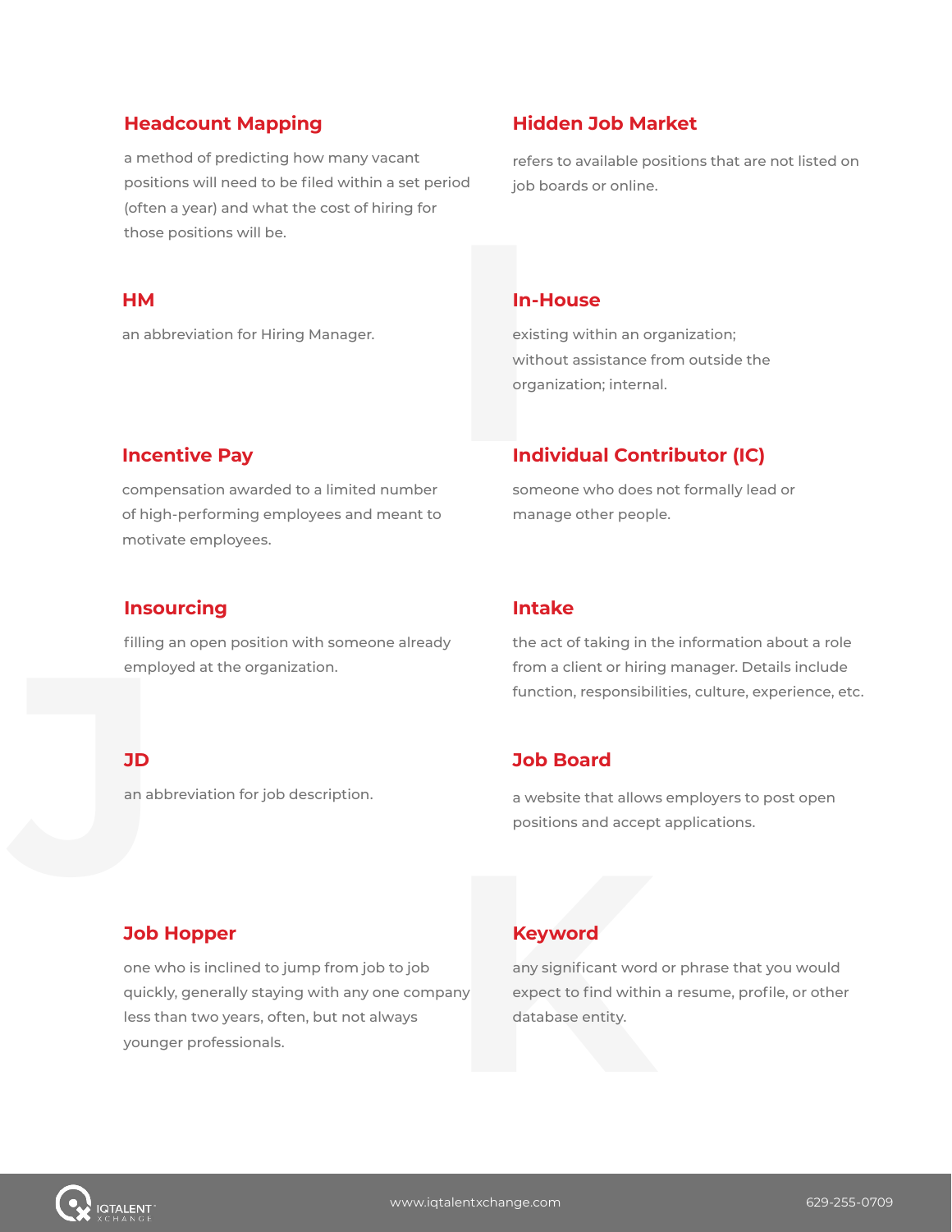### Headcount Mapping

a method of predicting how many vacant positions will need to be filed within a set period (often a year) and what the cost of hiring for those positions will be.

### Hidden Job Market

refers to available positions that are not listed on job boards or online.

### HM

an abbreviation for Hiring Manager.

### In-House

existing within an organization; without assistance from outside the organization; internal.

### Incentive Pay

compensation awarded to a limited number of high-performing employees and meant to motivate employees.

### Individual Contributor (IC)

someone who does not formally lead or manage other people.

### Insourcing

filling an open position with someone already employed at the organization.

### Intake

the act of taking in the information about a role from a client or hiring manager. Details include function, responsibilities, culture, experience, etc.

### JD

an abbreviation for job description.

### Job Board

a website that allows employers to post open positions and accept applications.

### Job Hopper

one who is inclined to jump from job to job quickly, generally staying with any one company less than two years, often, but not always younger professionals.

### Keyword

any significant word or phrase that you would expect to find within a resume, profile, or other database entity.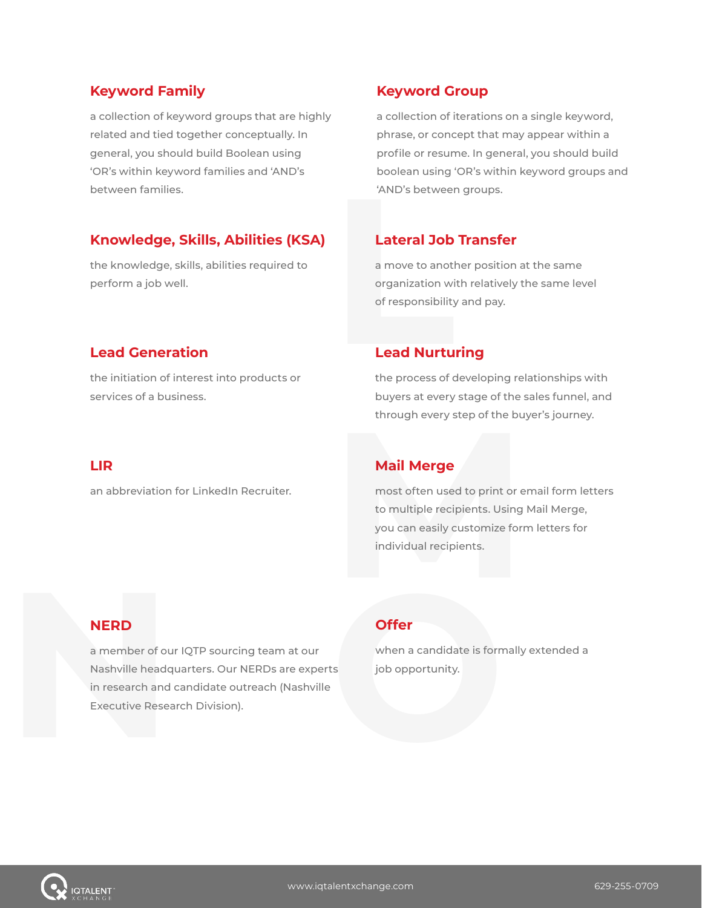## Keyword Family

a collection of keyword groups that are highly related and tied together conceptually. In general, you should build Boolean using 'OR's within keyword families and 'AND's between families.

## Keyword Group

a collection of iterations on a single keyword, phrase, or concept that may appear within a profile or resume. In general, you should build boolean using 'OR's within keyword groups and 'AND's between groups.

## Knowledge, Skills, Abilities (KSA)

the knowledge, skills, abilities required to perform a job well.

## Lateral Job Transfer

a move to another position at the same organization with relatively the same level of responsibility and pay.

## Lead Generation

the initiation of interest into products or services of a business.

## Lead Nurturing

the process of developing relationships with buyers at every stage of the sales funnel, and through every step of the buyer's journey.

## LIR

an abbreviation for LinkedIn Recruiter.

## Mail Merge

most often used to print or email form letters to multiple recipients. Using Mail Merge, you can easily customize form letters for individual recipients.

## NERD

a member of our IQTP sourcing team at our Nashville headquarters. Our NERDs are experts in research and candidate outreach (Nashville Executive Research Division).

## Offer

when a candidate is formally extended a job opportunity.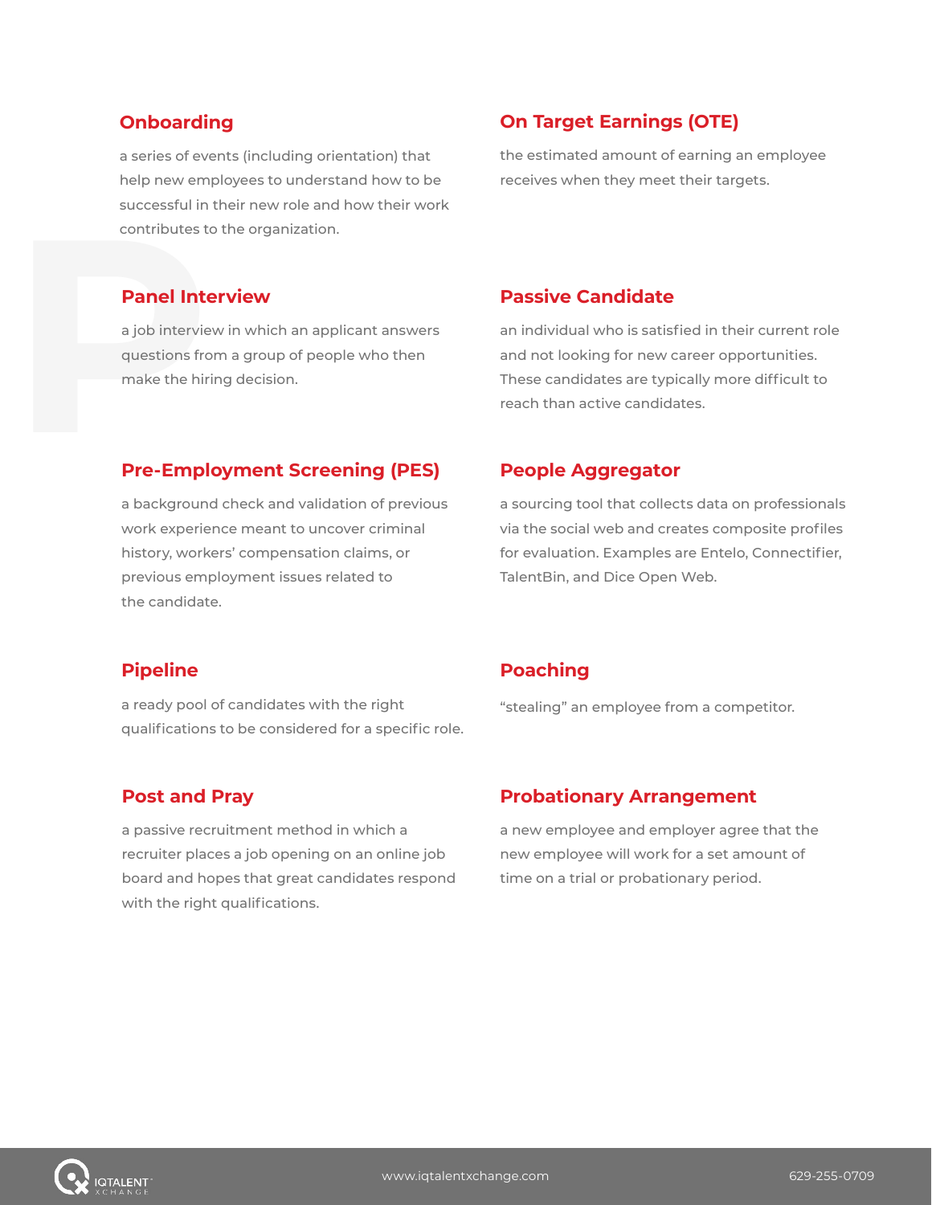## Onboarding

a series of events (including orientation) that help new employees to understand how to be successful in their new role and how their work contributes to the organization.

## On Target Earnings (OTE)

the estimated amount of earning an employee receives when they meet their targets.

## Panel Interview

a job interview in which an applicant answers questions from a group of people who then make the hiring decision.

## Passive Candidate

an individual who is satisfied in their current role and not looking for new career opportunities. These candidates are typically more difficult to reach than active candidates.

## Pre-Employment Screening (PES)

a background check and validation of previous work experience meant to uncover criminal history, workers' compensation claims, or previous employment issues related to the candidate.

## People Aggregator

a sourcing tool that collects data on professionals via the social web and creates composite profiles for evaluation. Examples are Entelo, Connectifier, TalentBin, and Dice Open Web.

## Pipeline

a ready pool of candidates with the right qualifications to be considered for a specific role.

## Poaching

"stealing" an employee from a competitor.

## Post and Pray

a passive recruitment method in which a recruiter places a job opening on an online job board and hopes that great candidates respond with the right qualifications.

## Probationary Arrangement

a new employee and employer agree that the new employee will work for a set amount of time on a trial or probationary period.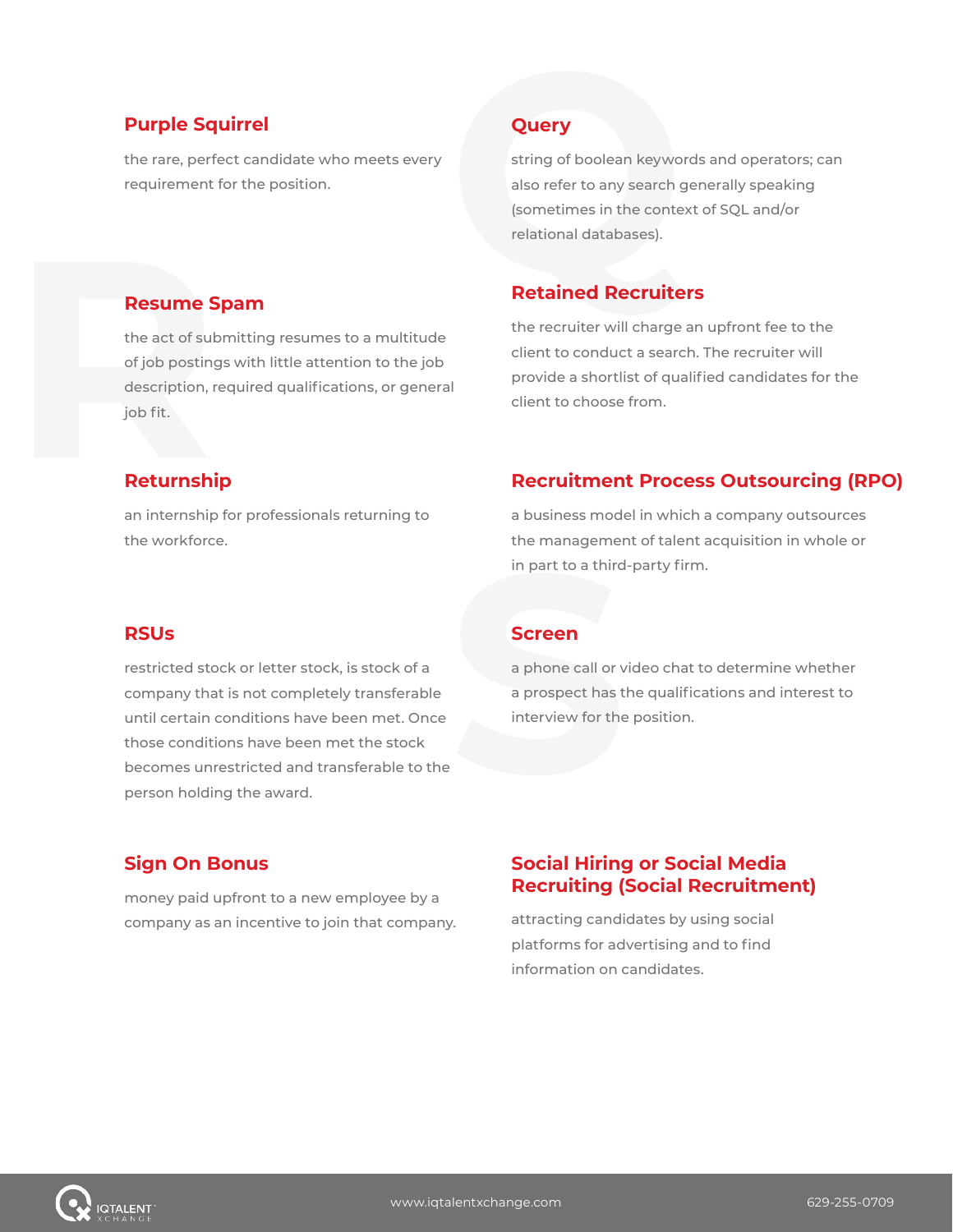## Purple Squirrel

the rare, perfect candidate who meets every requirement for the position.

## Query

string of boolean keywords and operators; can also refer to any search generally speaking (sometimes in the context of SQL and/or relational databases).

## Resume Spam

the act of submitting resumes to a multitude of job postings with little attention to the job description, required qualifications, or general job fit.

## Retained Recruiters

the recruiter will charge an upfront fee to the client to conduct a search. The recruiter will provide a shortlist of qualified candidates for the client to choose from.

## Returnship

an internship for professionals returning to the workforce.

## Recruitment Process Outsourcing (RPO)

a business model in which a company outsources the management of talent acquisition in whole or in part to a third-party firm.

## RSUs

restricted stock or letter stock, is stock of a company that is not completely transferable until certain conditions have been met. Once those conditions have been met the stock becomes unrestricted and transferable to the person holding the award.

## Screen

a phone call or video chat to determine whether a prospect has the qualifications and interest to interview for the position.

## Sign On Bonus

money paid upfront to a new employee by a company as an incentive to join that company.

## Social Hiring or Social Media Recruiting (Social Recruitment)

attracting candidates by using social platforms for advertising and to find information on candidates.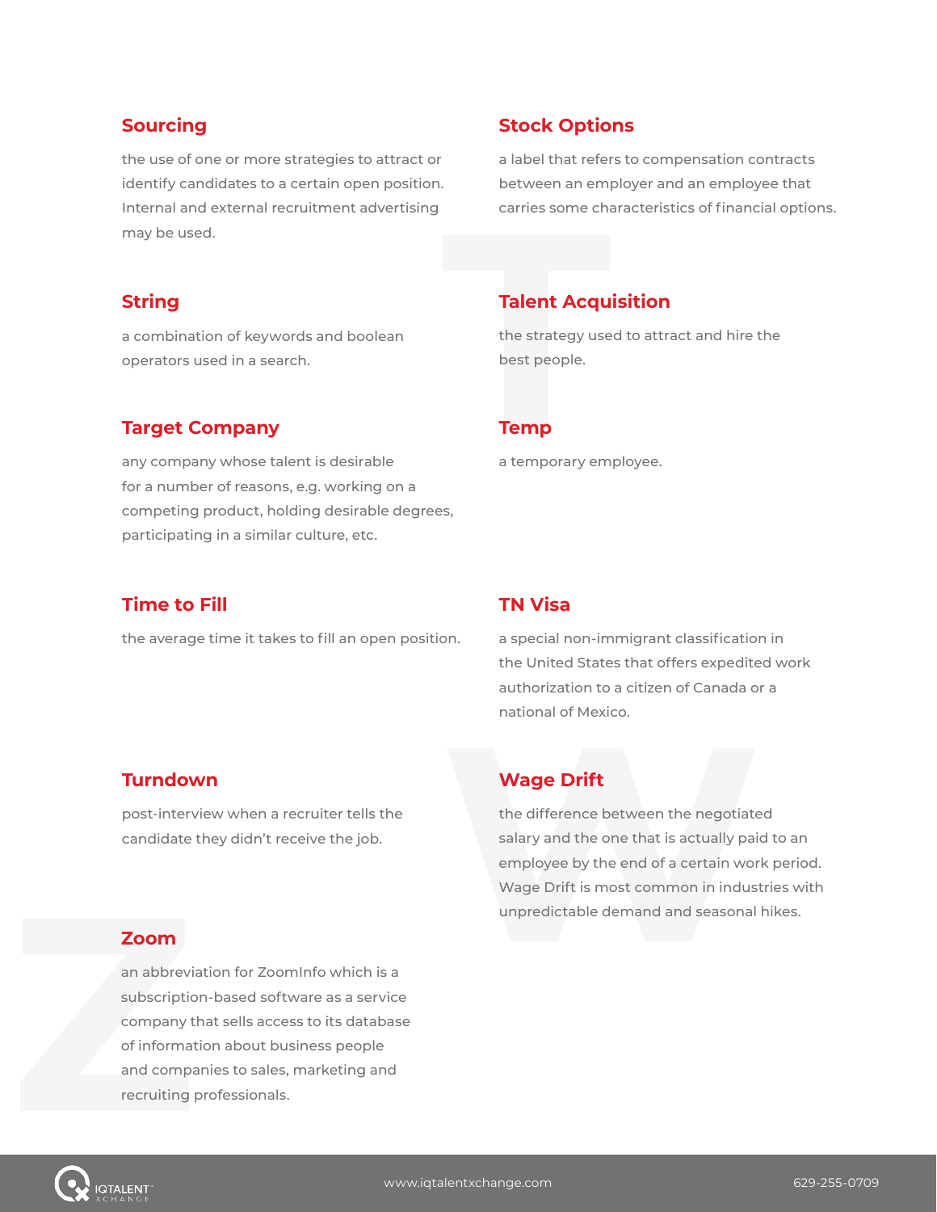## Sourcing

the use of one or more strategies to attract or identify candidates to a certain open position. Internal and external recruitment advertising may be used.

## String

a combination of keywords and boolean operators used in a search.

## Target Company

any company whose talent is desirable for a number of reasons, e.g. working on a competing product, holding desirable degrees, participating in a similar culture, etc.

## Time to Fill

the average time it takes to fill an open position.

## Turndown

post-interview when a recruiter tells the candidate they didn't receive the job.

## Zoom

an abbreviation for ZoomInfo which is a subscription-based software as a service company that sells access to its database of information about business people and companies to sales, marketing and recruiting professionals.

## Stock Options

a label that refers to compensation contracts between an employer and an employee that carries some characteristics of financial options.

## Talent Acquisition

the strategy used to attract and hire the best people.

## Temp

a temporary employee.

## TN Visa

a special non-immigrant classification in the United States that offers expedited work authorization to a citizen of Canada or a national of Mexico.

## Wage Drift

the difference between the negotiated salary and the one that is actually paid to an employee by the end of a certain work period. Wage Drift is most common in industries with unpredictable demand and seasonal hikes.

IQTALENT XCHANGE www.iqtalentxchange.com 629-255-0709